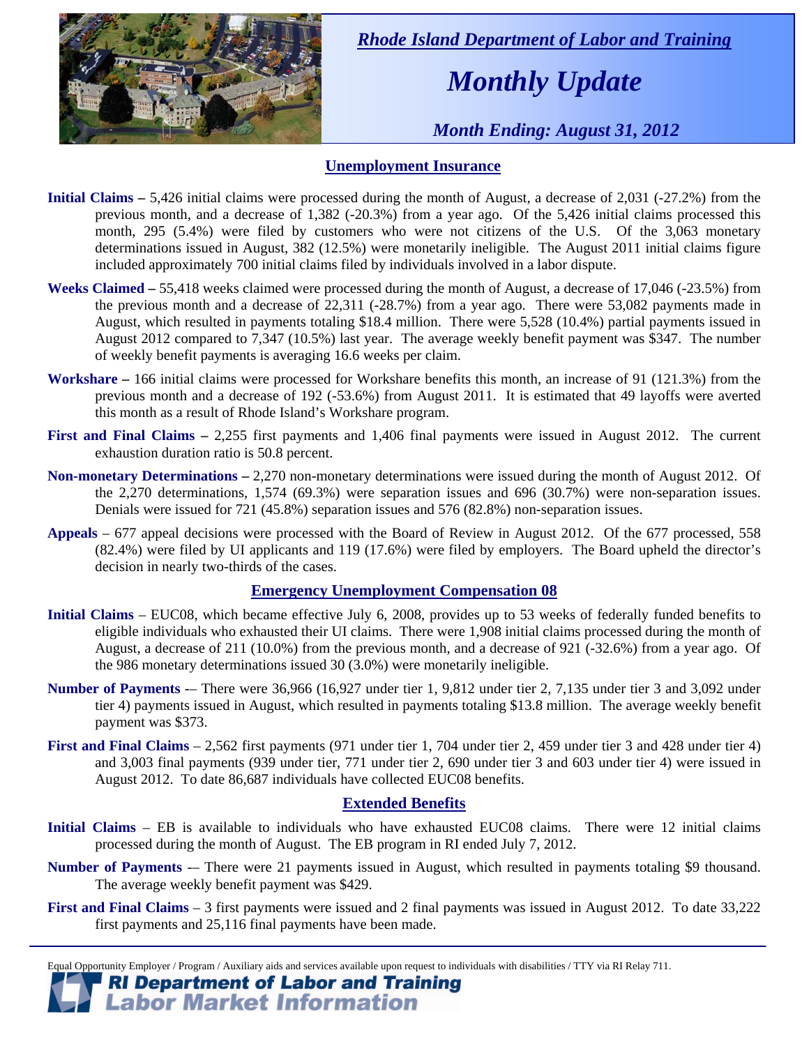*Rhode Island Department of Labor and Training*

# *Monthly Update*

*Month Ending: August 31, 2012*

## Unemployment Insurance

**Initial Claims –** 5,426 initial claims were processed during the month of August, a decrease of 2,031 (-27.2%) from the previous month, and a decrease of 1,382 (-20.3%) from a year ago. Of the 5,426 initial claims processed this month, 295 (5.4%) were filed by customers who were not citizens of the U.S. Of the 3,063 monetary determinations issued in August, 382 (12.5%) were monetarily ineligible. The August 2011 initial claims figure included approximately 700 initial claims filed by individuals involved in a labor dispute.

**Weeks Claimed –** 55,418 weeks claimed were processed during the month of August, a decrease of 17,046 (-23.5%) from the previous month and a decrease of 22,311 (-28.7%) from a year ago. There were 53,082 payments made in August, which resulted in payments totaling $18.4 million. There were 5,528 (10.4%) partial payments issued in August 2012 compared to 7,347 (10.5%) last year. The average weekly benefit payment was $347. The number of weekly benefit payments is averaging 16.6 weeks per claim.

**Workshare –** 166 initial claims were processed for Workshare benefits this month, an increase of 91 (121.3%) from the previous month and a decrease of 192 (-53.6%) from August 2011. It is estimated that 49 layoffs were averted this month as a result of Rhode Island's Workshare program.

**First and Final Claims –** 2,255 first payments and 1,406 final payments were issued in August 2012. The current exhaustion duration ratio is 50.8 percent.

**Non-monetary Determinations –** 2,270 non-monetary determinations were issued during the month of August 2012. Of the 2,270 determinations, 1,574 (69.3%) were separation issues and 696 (30.7%) were non-separation issues. Denials were issued for 721 (45.8%) separation issues and 576 (82.8%) non-separation issues.

**Appeals** – 677 appeal decisions were processed with the Board of Review in August 2012. Of the 677 processed, 558 (82.4%) were filed by UI applicants and 119 (17.6%) were filed by employers. The Board upheld the director's decision in nearly two-thirds of the cases.

## Emergency Unemployment Compensation 08

**Initial Claims** – EUC08, which became effective July 6, 2008, provides up to 53 weeks of federally funded benefits to eligible individuals who exhausted their UI claims. There were 1,908 initial claims processed during the month of August, a decrease of 211 (10.0%) from the previous month, and a decrease of 921 (-32.6%) from a year ago. Of the 986 monetary determinations issued 30 (3.0%) were monetarily ineligible.

**Number of Payments** -– There were 36,966 (16,927 under tier 1, 9,812 under tier 2, 7,135 under tier 3 and 3,092 under tier 4) payments issued in August, which resulted in payments totaling $13.8 million. The average weekly benefit payment was $373.

**First and Final Claims** – 2,562 first payments (971 under tier 1, 704 under tier 2, 459 under tier 3 and 428 under tier 4) and 3,003 final payments (939 under tier, 771 under tier 2, 690 under tier 3 and 603 under tier 4) were issued in August 2012. To date 86,687 individuals have collected EUC08 benefits.

## Extended Benefits

**Initial Claims** – EB is available to individuals who have exhausted EUC08 claims. There were 12 initial claims processed during the month of August. The EB program in RI ended July 7, 2012.

**Number of Payments** -– There were 21 payments issued in August, which resulted in payments totaling $9 thousand. The average weekly benefit payment was $429.

**First and Final Claims** – 3 first payments were issued and 2 final payments was issued in August 2012. To date 33,222 first payments and 25,116 final payments have been made.

---

Equal Opportunity Employer / Program / Auxiliary aids and services available upon request to individuals with disabilities / TTY via RI Relay 711.

**RI Department of Labor and Training**
**Labor Market Information**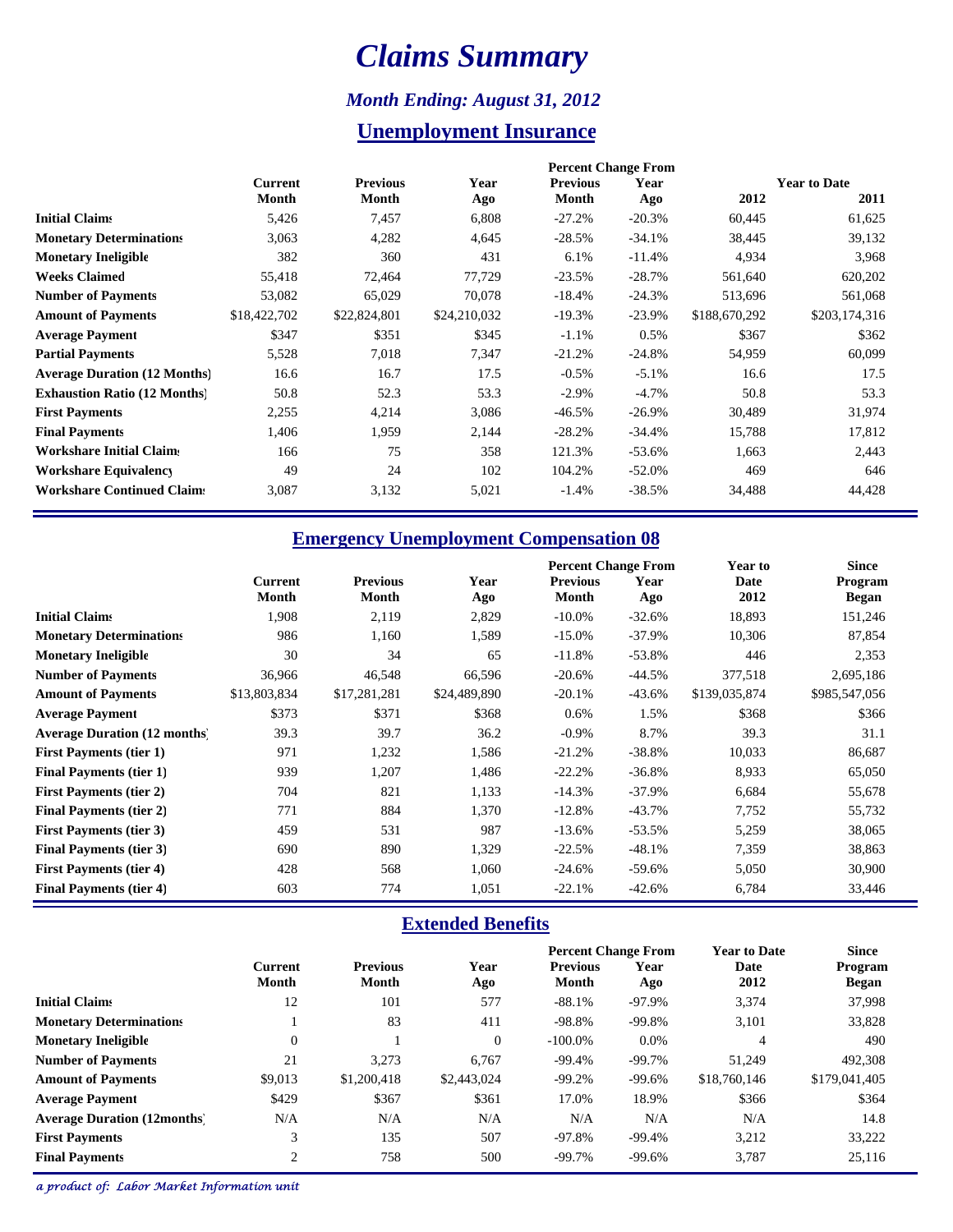# *Claims Summary*

## *Month Ending: August 31, 2012*

## Unemployment Insurance

| | Current Month | Previous Month | Year Ago | Percent Change From | | Year to Date | |
|---|---|---|---|---|---|---|---|
| | | | | Previous Month | Year Ago | 2012 | 2011 |
| **Initial Claims** | 5,426 | 7,457 | 6,808 | -27.2% | -20.3% | 60,445 | 61,625 |
| **Monetary Determinations** | 3,063 | 4,282 | 4,645 | -28.5% | -34.1% | 38,445 | 39,132 |
| **Monetary Ineligible** | 382 | 360 | 431 | 6.1% | -11.4% | 4,934 | 3,968 |
| **Weeks Claimed** | 55,418 | 72,464 | 77,729 | -23.5% | -28.7% | 561,640 | 620,202 |
| **Number of Payments** | 53,082 | 65,029 | 70,078 | -18.4% | -24.3% | 513,696 | 561,068 |
| **Amount of Payments** | $18,422,702 | $22,824,801 | $24,210,032 | -19.3% | -23.9% | $188,670,292 | $203,174,316 |
| **Average Payment** | $347 | $351 | $345 | -1.1% | 0.5% | $367 | $362 |
| **Partial Payments** | 5,528 | 7,018 | 7,347 | -21.2% | -24.8% | 54,959 | 60,099 |
| **Average Duration (12 Months)** | 16.6 | 16.7 | 17.5 | -0.5% | -5.1% | 16.6 | 17.5 |
| **Exhaustion Ratio (12 Months)** | 50.8 | 52.3 | 53.3 | -2.9% | -4.7% | 50.8 | 53.3 |
| **First Payments** | 2,255 | 4,214 | 3,086 | -46.5% | -26.9% | 30,489 | 31,974 |
| **Final Payments** | 1,406 | 1,959 | 2,144 | -28.2% | -34.4% | 15,788 | 17,812 |
| **Workshare Initial Claims** | 166 | 75 | 358 | 121.3% | -53.6% | 1,663 | 2,443 |
| **Workshare Equivalency** | 49 | 24 | 102 | 104.2% | -52.0% | 469 | 646 |
| **Workshare Continued Claims** | 3,087 | 3,132 | 5,021 | -1.4% | -38.5% | 34,488 | 44,428 |

## Emergency Unemployment Compensation 08

| | Current Month | Previous Month | Year Ago | Percent Change From | | Year to Date 2012 | Since Program Began |
|---|---|---|---|---|---|---|---|
| | | | | Previous Month | Year Ago | | |
| **Initial Claims** | 1,908 | 2,119 | 2,829 | -10.0% | -32.6% | 18,893 | 151,246 |
| **Monetary Determinations** | 986 | 1,160 | 1,589 | -15.0% | -37.9% | 10,306 | 87,854 |
| **Monetary Ineligible** | 30 | 34 | 65 | -11.8% | -53.8% | 446 | 2,353 |
| **Number of Payments** | 36,966 | 46,548 | 66,596 | -20.6% | -44.5% | 377,518 | 2,695,186 |
| **Amount of Payments** | $13,803,834 | $17,281,281 | $24,489,890 | -20.1% | -43.6% | $139,035,874 | $985,547,056 |
| **Average Payment** | $373 | $371 | $368 | 0.6% | 1.5% | $368 | $366 |
| **Average Duration (12 months)** | 39.3 | 39.7 | 36.2 | -0.9% | 8.7% | 39.3 | 31.1 |
| **First Payments (tier 1)** | 971 | 1,232 | 1,586 | -21.2% | -38.8% | 10,033 | 86,687 |
| **Final Payments (tier 1)** | 939 | 1,207 | 1,486 | -22.2% | -36.8% | 8,933 | 65,050 |
| **First Payments (tier 2)** | 704 | 821 | 1,133 | -14.3% | -37.9% | 6,684 | 55,678 |
| **Final Payments (tier 2)** | 771 | 884 | 1,370 | -12.8% | -43.7% | 7,752 | 55,732 |
| **First Payments (tier 3)** | 459 | 531 | 987 | -13.6% | -53.5% | 5,259 | 38,065 |
| **Final Payments (tier 3)** | 690 | 890 | 1,329 | -22.5% | -48.1% | 7,359 | 38,863 |
| **First Payments (tier 4)** | 428 | 568 | 1,060 | -24.6% | -59.6% | 5,050 | 30,900 |
| **Final Payments (tier 4)** | 603 | 774 | 1,051 | -22.1% | -42.6% | 6,784 | 33,446 |

## Extended Benefits

| | Current Month | Previous Month | Year Ago | Percent Change From | | Year to Date 2012 | Since Program Began |
|---|---|---|---|---|---|---|---|
| | | | | Previous Month | Year Ago | | |
| **Initial Claims** | 12 | 101 | 577 | -88.1% | -97.9% | 3,374 | 37,998 |
| **Monetary Determinations** | 1 | 83 | 411 | -98.8% | -99.8% | 3,101 | 33,828 |
| **Monetary Ineligible** | 0 | 1 | 0 | -100.0% | 0.0% | 4 | 490 |
| **Number of Payments** | 21 | 3,273 | 6,767 | -99.4% | -99.7% | 51,249 | 492,308 |
| **Amount of Payments** | $9,013 | $1,200,418 | $2,443,024 | -99.2% | -99.6% | $18,760,146 | $179,041,405 |
| **Average Payment** | $429 | $367 | $361 | 17.0% | 18.9% | $366 | $364 |
| **Average Duration (12months)** | N/A | N/A | N/A | N/A | N/A | N/A | 14.8 |
| **First Payments** | 3 | 135 | 507 | -97.8% | -99.4% | 3,212 | 33,222 |
| **Final Payments** | 2 | 758 | 500 | -99.7% | -99.6% | 3,787 | 25,116 |

*a product of: Labor Market Information unit*